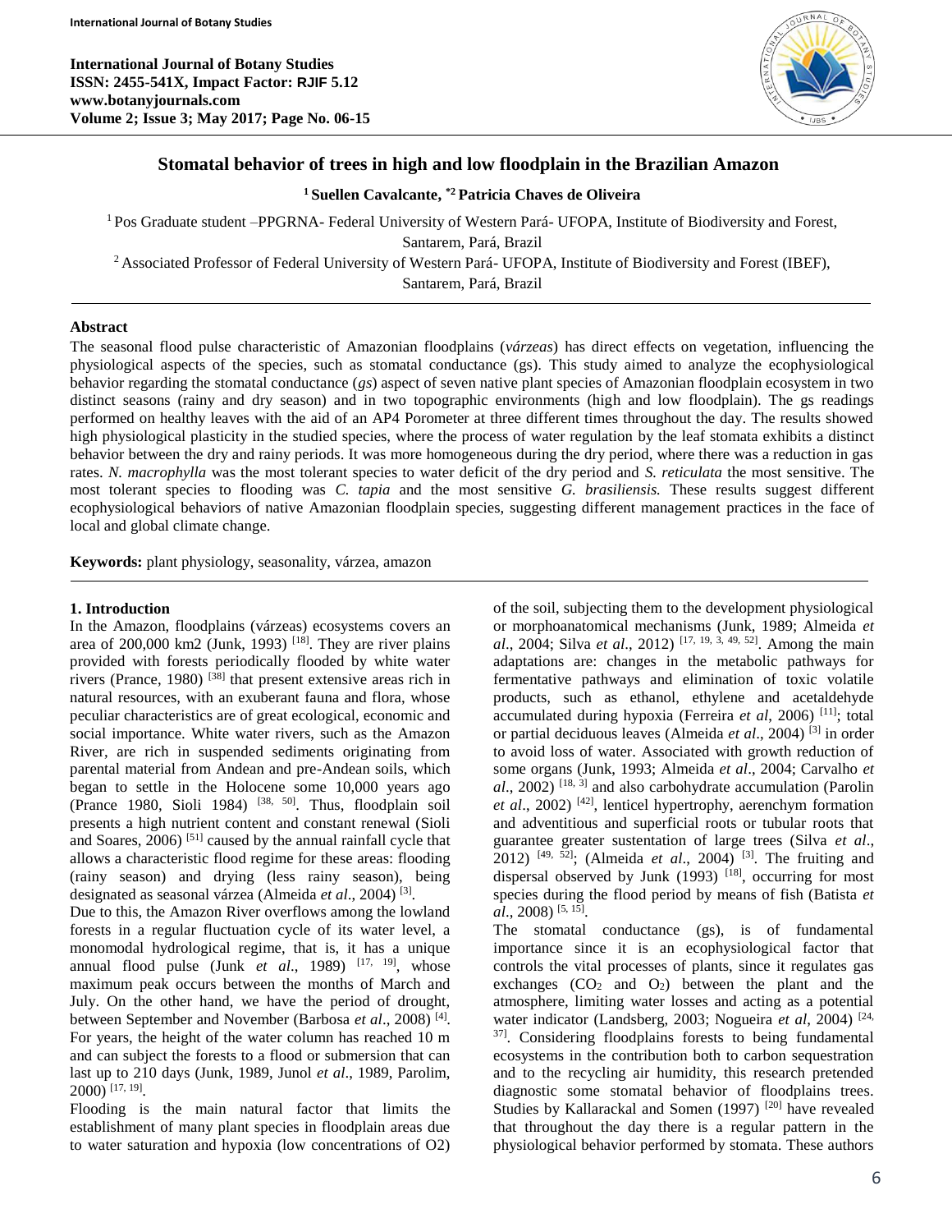# Stomatal behavior of trees in high and low floodplain in the Brazilian Amazon

**[1] Suellen Cavalcante, *[2] Patricia Chaves de Oliveira**

[1] Pos Graduate student –PPGRNA- Federal University of Western Pará- UFOPA, Institute of Biodiversity and Forest, Santarem, Pará, Brazil

[2] Associated Professor of Federal University of Western Pará- UFOPA, Institute of Biodiversity and Forest (IBEF), Santarem, Pará, Brazil

## Abstract

The seasonal flood pulse characteristic of Amazonian floodplains (*várzeas*) has direct effects on vegetation, influencing the physiological aspects of the species, such as stomatal conductance (gs). This study aimed to analyze the ecophysiological behavior regarding the stomatal conductance (*gs*) aspect of seven native plant species of Amazonian floodplain ecosystem in two distinct seasons (rainy and dry season) and in two topographic environments (high and low floodplain). The gs readings performed on healthy leaves with the aid of an AP4 Porometer at three different times throughout the day. The results showed high physiological plasticity in the studied species, where the process of water regulation by the leaf stomata exhibits a distinct behavior between the dry and rainy periods. It was more homogeneous during the dry period, where there was a reduction in gas rates. *N. macrophylla* was the most tolerant species to water deficit of the dry period and *S. reticulata* the most sensitive. The most tolerant species to flooding was *C. tapia* and the most sensitive *G. brasiliensis.* These results suggest different ecophysiological behaviors of native Amazonian floodplain species, suggesting different management practices in the face of local and global climate change.

**Keywords:** plant physiology, seasonality, várzea, amazon

## 1. Introduction

In the Amazon, floodplains (várzeas) ecosystems covers an area of 200,000 km2 (Junk, 1993) [18]. They are river plains provided with forests periodically flooded by white water rivers (Prance, 1980) [38] that present extensive areas rich in natural resources, with an exuberant fauna and flora, whose peculiar characteristics are of great ecological, economic and social importance. White water rivers, such as the Amazon River, are rich in suspended sediments originating from parental material from Andean and pre-Andean soils, which began to settle in the Holocene some 10,000 years ago (Prance 1980, Sioli 1984) [38, 50]. Thus, floodplain soil presents a high nutrient content and constant renewal (Sioli and Soares, 2006) [51] caused by the annual rainfall cycle that allows a characteristic flood regime for these areas: flooding (rainy season) and drying (less rainy season), being designated as seasonal várzea (Almeida *et al*., 2004) [3].

Due to this, the Amazon River overflows among the lowland forests in a regular fluctuation cycle of its water level, a monomodal hydrological regime, that is, it has a unique annual flood pulse (Junk *et al*., 1989) [17, 19], whose maximum peak occurs between the months of March and July. On the other hand, we have the period of drought, between September and November (Barbosa *et al*., 2008) [4]. For years, the height of the water column has reached 10 m and can subject the forests to a flood or submersion that can last up to 210 days (Junk, 1989, Junol *et al*., 1989, Parolim, 2000) [17, 19].

Flooding is the main natural factor that limits the establishment of many plant species in floodplain areas due to water saturation and hypoxia (low concentrations of O2) of the soil, subjecting them to the development physiological or morphoanatomical mechanisms (Junk, 1989; Almeida *et al*., 2004; Silva *et al*., 2012) [17, 19, 3, 49, 52]. Among the main adaptations are: changes in the metabolic pathways for fermentative pathways and elimination of toxic volatile products, such as ethanol, ethylene and acetaldehyde accumulated during hypoxia (Ferreira *et al*, 2006) [11]; total or partial deciduous leaves (Almeida *et al*., 2004) [3] in order to avoid loss of water. Associated with growth reduction of some organs (Junk, 1993; Almeida *et al*., 2004; Carvalho *et al*., 2002) [18, 3] and also carbohydrate accumulation (Parolin *et al*., 2002) [42], lenticel hypertrophy, aerenchym formation and adventitious and superficial roots or tubular roots that guarantee greater sustentation of large trees (Silva *et al*., 2012) [49, 52]; (Almeida *et al*., 2004) [3]. The fruiting and dispersal observed by Junk (1993) [18], occurring for most species during the flood period by means of fish (Batista *et al*., 2008) [5, 15].

The stomatal conductance (gs), is of fundamental importance since it is an ecophysiological factor that controls the vital processes of plants, since it regulates gas exchanges ($CO_2$ and $O_2$) between the plant and the atmosphere, limiting water losses and acting as a potential water indicator (Landsberg, 2003; Nogueira *et al*, 2004) [24, 37]. Considering floodplains forests to being fundamental ecosystems in the contribution both to carbon sequestration and to the recycling air humidity, this research pretended diagnostic some stomatal behavior of floodplains trees. Studies by Kallarackal and Somen (1997) [20] have revealed that throughout the day there is a regular pattern in the physiological behavior performed by stomata. These authors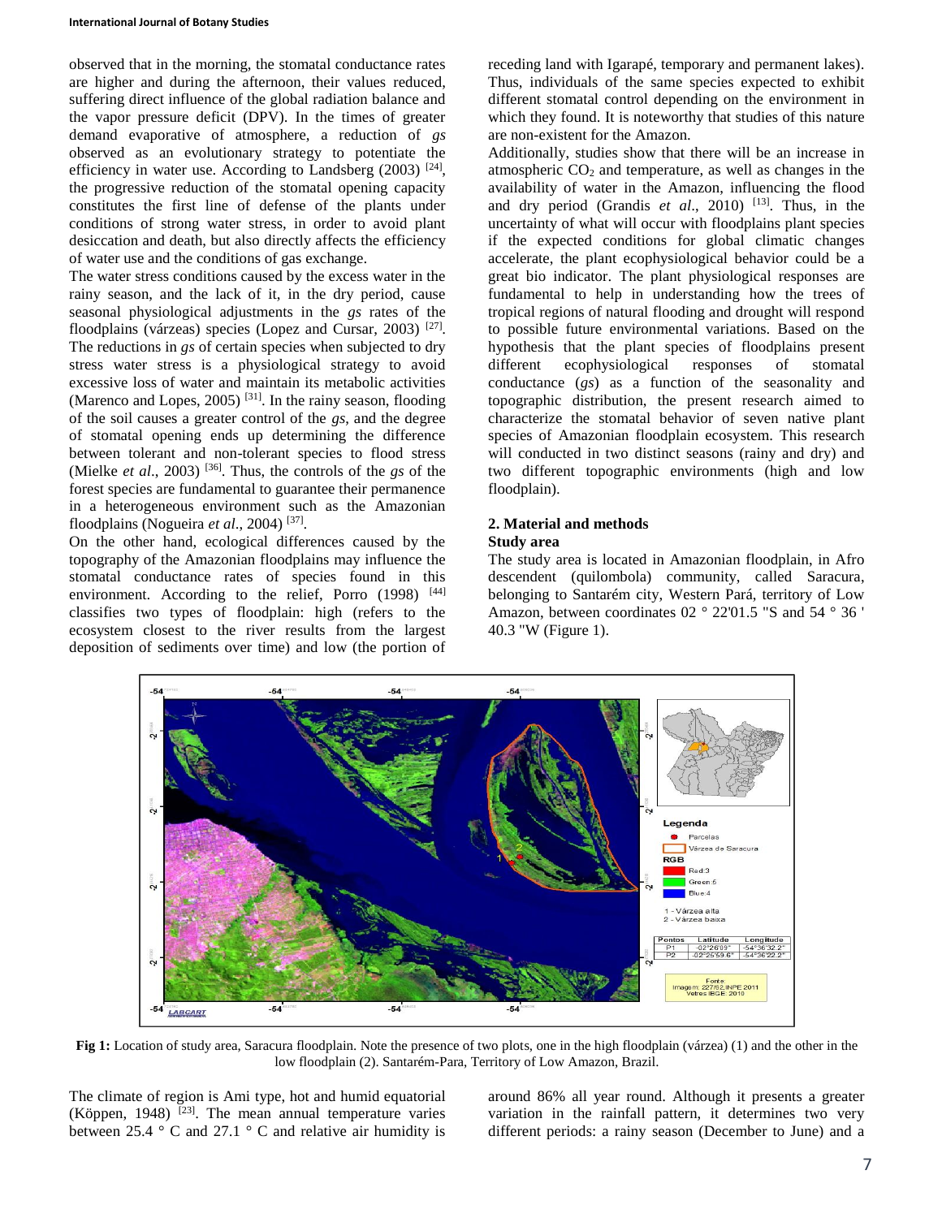observed that in the morning, the stomatal conductance rates are higher and during the afternoon, their values reduced, suffering direct influence of the global radiation balance and the vapor pressure deficit (DPV). In the times of greater demand evaporative of atmosphere, a reduction of *gs* observed as an evolutionary strategy to potentiate the efficiency in water use. According to Landsberg (2003) [24], the progressive reduction of the stomatal opening capacity constitutes the first line of defense of the plants under conditions of strong water stress, in order to avoid plant desiccation and death, but also directly affects the efficiency of water use and the conditions of gas exchange.

The water stress conditions caused by the excess water in the rainy season, and the lack of it, in the dry period, cause seasonal physiological adjustments in the *gs* rates of the floodplains (várzeas) species (Lopez and Cursar, 2003) [27]. The reductions in *gs* of certain species when subjected to dry stress water stress is a physiological strategy to avoid excessive loss of water and maintain its metabolic activities (Marenco and Lopes, 2005) [31]. In the rainy season, flooding of the soil causes a greater control of the *gs*, and the degree of stomatal opening ends up determining the difference between tolerant and non-tolerant species to flood stress (Mielke *et al*., 2003) [36]. Thus, the controls of the *gs* of the forest species are fundamental to guarantee their permanence in a heterogeneous environment such as the Amazonian floodplains (Nogueira *et al*., 2004) [37].

On the other hand, ecological differences caused by the topography of the Amazonian floodplains may influence the stomatal conductance rates of species found in this environment. According to the relief, Porro (1998) [44] classifies two types of floodplain: high (refers to the ecosystem closest to the river results from the largest deposition of sediments over time) and low (the portion of receding land with Igarapé, temporary and permanent lakes). Thus, individuals of the same species expected to exhibit different stomatal control depending on the environment in which they found. It is noteworthy that studies of this nature are non-existent for the Amazon.

Additionally, studies show that there will be an increase in atmospheric $CO_2$ and temperature, as well as changes in the availability of water in the Amazon, influencing the flood and dry period (Grandis *et al*., 2010) [13]. Thus, in the uncertainty of what will occur with floodplains plant species if the expected conditions for global climatic changes accelerate, the plant ecophysiological behavior could be a great bio indicator. The plant physiological responses are fundamental to help in understanding how the trees of tropical regions of natural flooding and drought will respond to possible future environmental variations. Based on the hypothesis that the plant species of floodplains present different ecophysiological responses of stomatal conductance (*gs*) as a function of the seasonality and topographic distribution, the present research aimed to characterize the stomatal behavior of seven native plant species of Amazonian floodplain ecosystem. This research will conducted in two distinct seasons (rainy and dry) and two different topographic environments (high and low floodplain).

## 2. Material and methods

### Study area

The study area is located in Amazonian floodplain, in Afro descendent (quilombola) community, called Saracura, belonging to Santarém city, Western Pará, territory of Low Amazon, between coordinates 02 ° 22'01.5 "S and 54 ° 36 ' 40.3 "W (Figure 1).

**Fig 1:** Location of study area, Saracura floodplain. Note the presence of two plots, one in the high floodplain (várzea) (1) and the other in the low floodplain (2). Santarém-Para, Territory of Low Amazon, Brazil.

The climate of region is Ami type, hot and humid equatorial (Köppen, 1948) [23]. The mean annual temperature varies between 25.4 ° C and 27.1 ° C and relative air humidity is around 86% all year round. Although it presents a greater variation in the rainfall pattern, it determines two very different periods: a rainy season (December to June) and a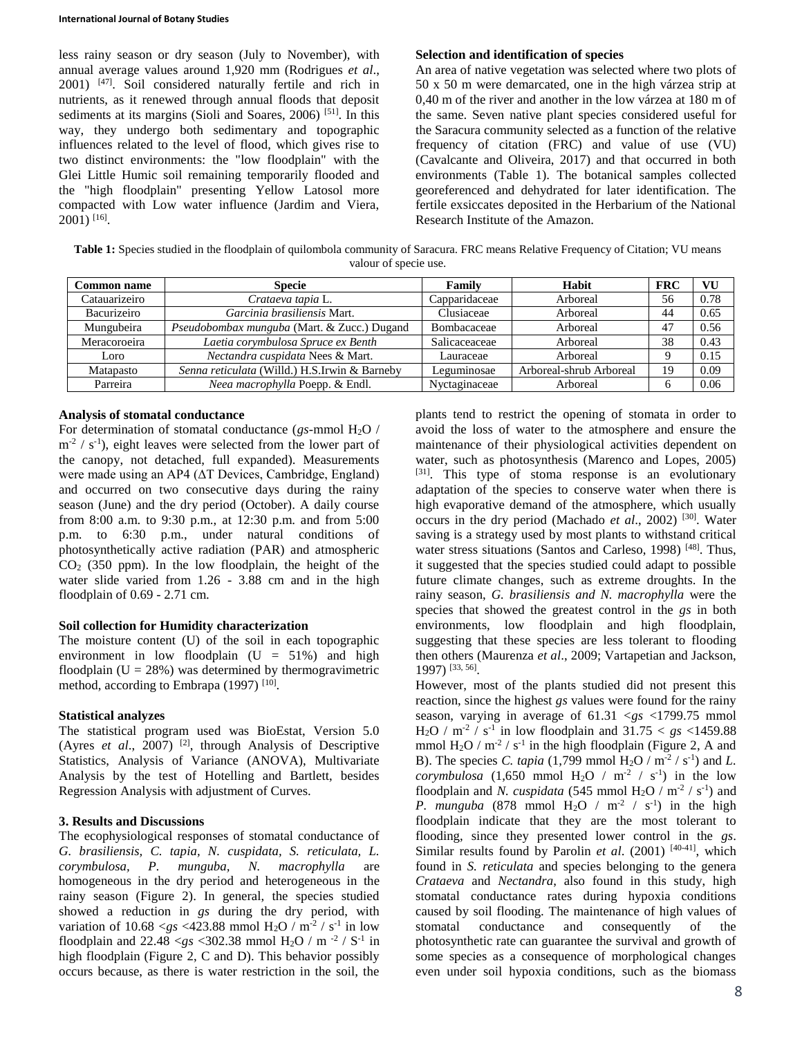less rainy season or dry season (July to November), with annual average values around 1,920 mm (Rodrigues *et al*., 2001) [47]. Soil considered naturally fertile and rich in nutrients, as it renewed through annual floods that deposit sediments at its margins (Sioli and Soares, 2006) [51]. In this way, they undergo both sedimentary and topographic influences related to the level of flood, which gives rise to two distinct environments: the "low floodplain" with the Glei Little Humic soil remaining temporarily flooded and the "high floodplain" presenting Yellow Latosol more compacted with Low water influence (Jardim and Viera, 2001) [16].

**Selection and identification of species**

An area of native vegetation was selected where two plots of 50 x 50 m were demarcated, one in the high várzea strip at 0,40 m of the river and another in the low várzea at 180 m of the same. Seven native plant species considered useful for the Saracura community selected as a function of the relative frequency of citation (FRC) and value of use (VU) (Cavalcante and Oliveira, 2017) and that occurred in both environments (Table 1). The botanical samples collected georeferenced and dehydrated for later identification. The fertile exsiccates deposited in the Herbarium of the National Research Institute of the Amazon.

**Table 1:** Species studied in the floodplain of quilombola community of Saracura. FRC means Relative Frequency of Citation; VU means valour of specie use.

| Common name | Specie | Family | Habit | FRC | VU |
|---|---|---|---|---|---|
| Catauarizeiro | *Crataeva tapia* L. | Capparidaceae | Arboreal | 56 | 0.78 |
| Bacurizeiro | *Garcinia brasiliensis* Mart. | Clusiaceae | Arboreal | 44 | 0.65 |
| Mungubeira | *Pseudobombax munguba* (Mart. & Zucc.) Dugand | Bombacaceae | Arboreal | 47 | 0.56 |
| Meracoroeira | *Laetia corymbulosa Spruce ex Benth* | Salicaceaceae | Arboreal | 38 | 0.43 |
| Loro | *Nectandra cuspidata* Nees & Mart. | Lauraceae | Arboreal | 9 | 0.15 |
| Matapasto | *Senna reticulata* (Willd.) H.S.Irwin & Barneby | Leguminosae | Arboreal-shrub Arboreal | 19 | 0.09 |
| Parreira | *Neea macrophylla* Poepp. & Endl. | Nyctaginaceae | Arboreal | 6 | 0.06 |

**Analysis of stomatal conductance**

For determination of stomatal conductance (*gs*-mmol $H_2O$ / $m^{-2}$ / $s^{-1}$), eight leaves were selected from the lower part of the canopy, not detached, full expanded). Measurements were made using an AP4 (ΔT Devices, Cambridge, England) and occurred on two consecutive days during the rainy season (June) and the dry period (October). A daily course from 8:00 a.m. to 9:30 p.m., at 12:30 p.m. and from 5:00 p.m. to 6:30 p.m., under natural conditions of photosynthetically active radiation (PAR) and atmospheric $CO_2$ (350 ppm). In the low floodplain, the height of the water slide varied from 1.26 - 3.88 cm and in the high floodplain of 0.69 - 2.71 cm.

**Soil collection for Humidity characterization**

The moisture content (U) of the soil in each topographic environment in low floodplain (U = 51%) and high floodplain (U = 28%) was determined by thermogravimetric method, according to Embrapa (1997) [10].

**Statistical analyzes**

The statistical program used was BioEstat, Version 5.0 (Ayres *et al*., 2007) [2], through Analysis of Descriptive Statistics, Analysis of Variance (ANOVA), Multivariate Analysis by the test of Hotelling and Bartlett, besides Regression Analysis with adjustment of Curves.

## 3. Results and Discussions

The ecophysiological responses of stomatal conductance of *G. brasiliensis, C. tapia, N. cuspidata, S. reticulata, L. corymbulosa, P. munguba, N. macrophylla* are homogeneous in the dry period and heterogeneous in the rainy season (Figure 2). In general, the species studied showed a reduction in *gs* during the dry period, with variation of 10.68 $< gs <$ 423.88 mmol $H_2O$ / $m^{-2}$ / $s^{-1}$ in low floodplain and 22.48 $< gs <$ 302.38 mmol $H_2O$ / m $^{-2}$ / $S^{-1}$ in high floodplain (Figure 2, C and D). This behavior possibly occurs because, as there is water restriction in the soil, the plants tend to restrict the opening of stomata in order to avoid the loss of water to the atmosphere and ensure the maintenance of their physiological activities dependent on water, such as photosynthesis (Marenco and Lopes, 2005) [31]. This type of stoma response is an evolutionary adaptation of the species to conserve water when there is high evaporative demand of the atmosphere, which usually occurs in the dry period (Machado *et al*., 2002) [30]. Water saving is a strategy used by most plants to withstand critical water stress situations (Santos and Carleso, 1998) [48]. Thus, it suggested that the species studied could adapt to possible future climate changes, such as extreme droughts. In the rainy season, *G. brasiliensis and N. macrophylla* were the species that showed the greatest control in the *gs* in both environments, low floodplain and high floodplain, suggesting that these species are less tolerant to flooding then others (Maurenza *et al*., 2009; Vartapetian and Jackson, 1997) [33, 56].

However, most of the plants studied did not present this reaction, since the highest *gs* values were found for the rainy season, varying in average of 61.31 $< gs <$1799.75 mmol $H_2O$ / $m^{-2}$ / $s^{-1}$ in low floodplain and 31.75 $< gs <$1459.88 mmol $H_2O$ / $m^{-2}$ / $s^{-1}$ in the high floodplain (Figure 2, A and B). The species *C. tapia* (1,799 mmol $H_2O$ / $m^{-2}$ / $s^{-1}$) and *L. corymbulosa* (1,650 mmol $H_2O$ / $m^{-2}$ / $s^{-1}$) in the low floodplain and *N. cuspidata* (545 mmol $H_2O$ / $m^{-2}$ / $s^{-1}$) and *P. munguba* (878 mmol $H_2O$ / $m^{-2}$ / $s^{-1}$) in the high floodplain indicate that they are the most tolerant to flooding, since they presented lower control in the *gs*. Similar results found by Parolin *et al*. (2001) [40-41], which found in *S. reticulata* and species belonging to the genera *Crataeva* and *Nectandra*, also found in this study, high stomatal conductance rates during hypoxia conditions caused by soil flooding. The maintenance of high values of stomatal conductance and consequently of the photosynthetic rate can guarantee the survival and growth of some species as a consequence of morphological changes even under soil hypoxia conditions, such as the biomass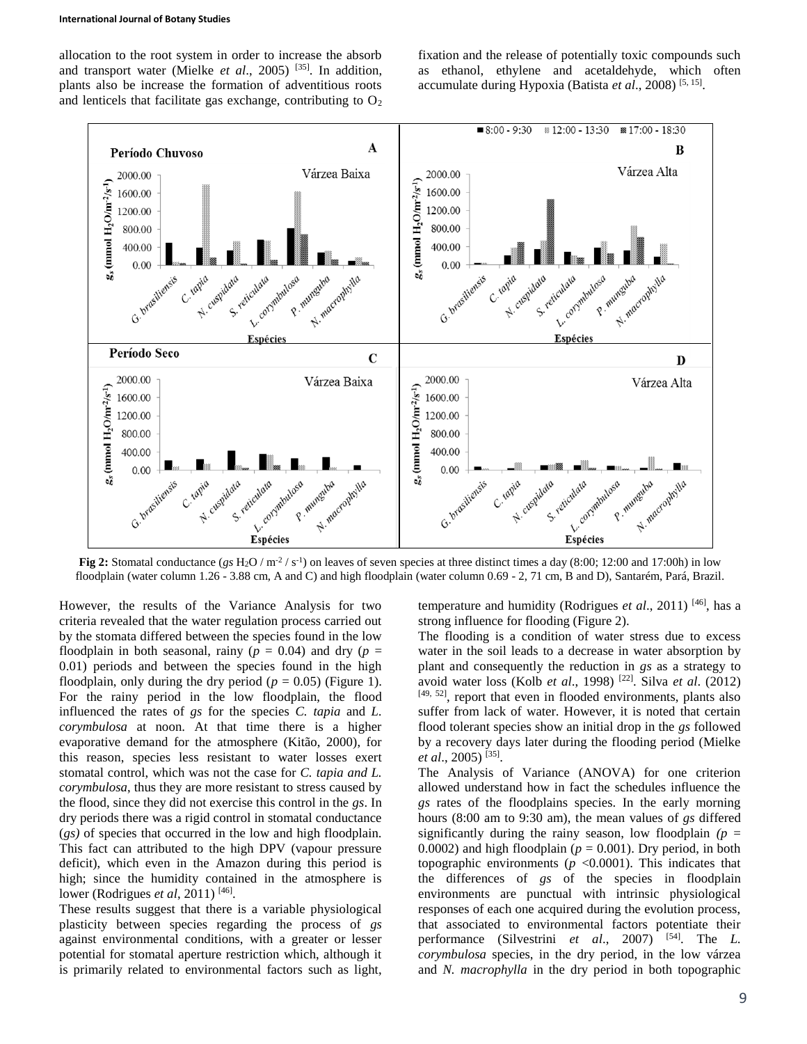allocation to the root system in order to increase the absorb and transport water (Mielke *et al*., 2005) [35]. In addition, plants also be increase the formation of adventitious roots and lenticels that facilitate gas exchange, contributing to $O_2$ fixation and the release of potentially toxic compounds such as ethanol, ethylene and acetaldehyde, which often accumulate during Hypoxia (Batista *et al*., 2008) [5, 15].

**Fig 2:** Stomatal conductance (*gs* $H_2O$ / $m^{-2}$ / $s^{-1}$) on leaves of seven species at three distinct times a day (8:00; 12:00 and 17:00h) in low floodplain (water column 1.26 - 3.88 cm, A and C) and high floodplain (water column 0.69 - 2, 71 cm, B and D), Santarém, Pará, Brazil.

However, the results of the Variance Analysis for two criteria revealed that the water regulation process carried out by the stomata differed between the species found in the low floodplain in both seasonal, rainy ($p$ = 0.04) and dry ($p$ = 0.01) periods and between the species found in the high floodplain, only during the dry period ($p$ = 0.05) (Figure 1). For the rainy period in the low floodplain, the flood influenced the rates of *gs* for the species *C. tapia* and *L. corymbulosa* at noon. At that time there is a higher evaporative demand for the atmosphere (Kitão, 2000), for this reason, species less resistant to water losses exert stomatal control, which was not the case for *C. tapia and L. corymbulosa*, thus they are more resistant to stress caused by the flood, since they did not exercise this control in the *gs*. In dry periods there was a rigid control in stomatal conductance (*gs)* of species that occurred in the low and high floodplain. This fact can attributed to the high DPV (vapour pressure deficit), which even in the Amazon during this period is high; since the humidity contained in the atmosphere is lower (Rodrigues *et al*, 2011) [46].

These results suggest that there is a variable physiological plasticity between species regarding the process of *gs* against environmental conditions, with a greater or lesser potential for stomatal aperture restriction which, although it is primarily related to environmental factors such as light, temperature and humidity (Rodrigues *et al*., 2011) [46], has a strong influence for flooding (Figure 2).

The flooding is a condition of water stress due to excess water in the soil leads to a decrease in water absorption by plant and consequently the reduction in *gs* as a strategy to avoid water loss (Kolb *et al*., 1998) [22]. Silva *et al*. (2012) [49, 52], report that even in flooded environments, plants also suffer from lack of water. However, it is noted that certain flood tolerant species show an initial drop in the *gs* followed by a recovery days later during the flooding period (Mielke *et al*., 2005) [35].

The Analysis of Variance (ANOVA) for one criterion allowed understand how in fact the schedules influence the *gs* rates of the floodplains species. In the early morning hours (8:00 am to 9:30 am), the mean values of *gs* differed significantly during the rainy season, low floodplain *(p* = 0.0002) and high floodplain ($p$ = 0.001). Dry period, in both topographic environments ($p$ <0.0001). This indicates that the differences of *gs* of the species in floodplain environments are punctual with intrinsic physiological responses of each one acquired during the evolution process, that associated to environmental factors potentiate their performance (Silvestrini *et al*., 2007) [54]. The *L. corymbulosa* species, in the dry period, in the low várzea and *N. macrophylla* in the dry period in both topographic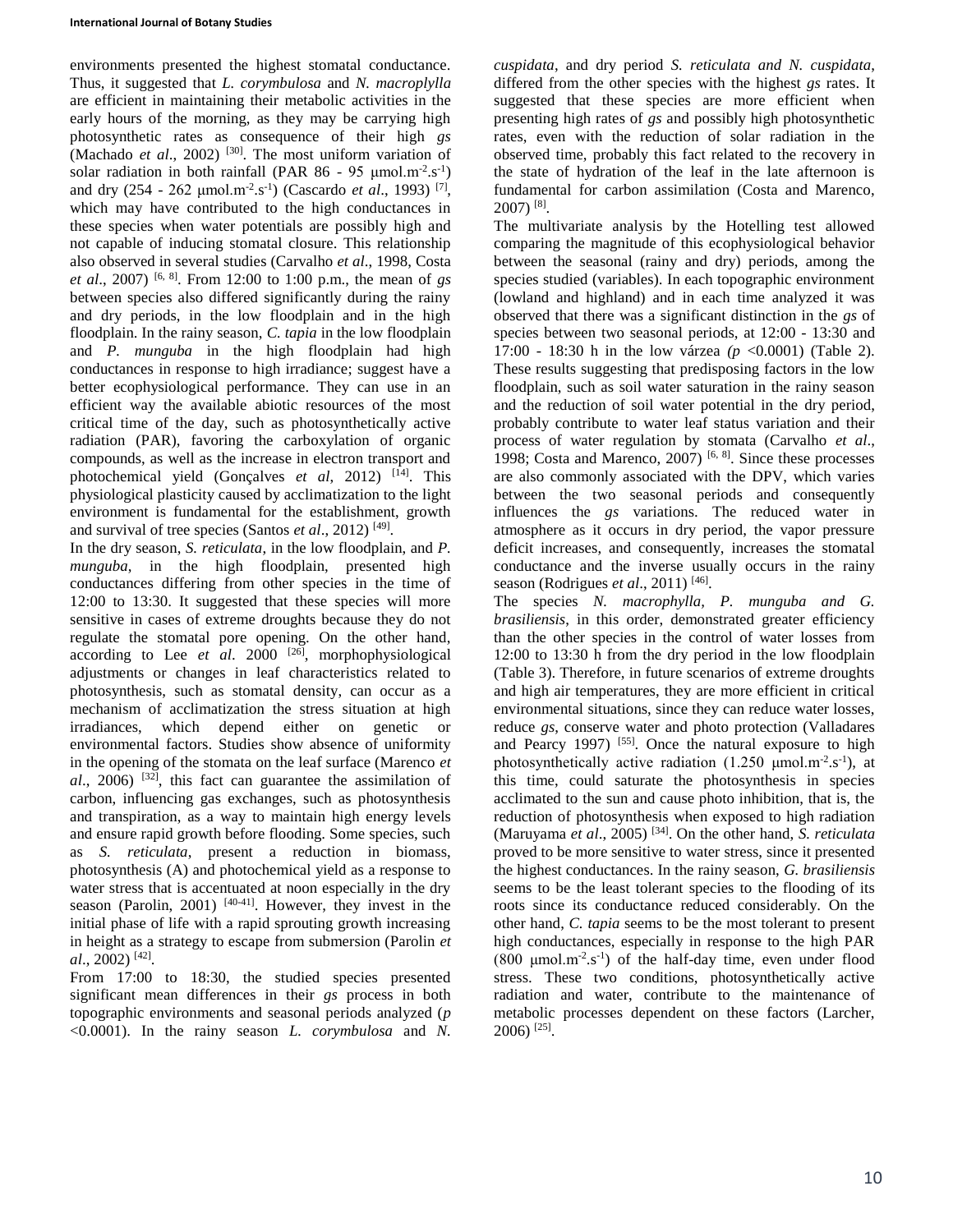environments presented the highest stomatal conductance. Thus, it suggested that *L. corymbulosa* and *N. macroplylla* are efficient in maintaining their metabolic activities in the early hours of the morning, as they may be carrying high photosynthetic rates as consequence of their high *gs* (Machado *et al*., 2002) [30]. The most uniform variation of solar radiation in both rainfall (PAR 86 - 95 μmol.m$^{-2}$.s$^{-1}$) and dry (254 - 262 μmol.m$^{-2}$.s$^{-1}$) (Cascardo *et al*., 1993) [7], which may have contributed to the high conductances in these species when water potentials are possibly high and not capable of inducing stomatal closure. This relationship also observed in several studies (Carvalho *et al*., 1998, Costa *et al*., 2007) [6, 8]. From 12:00 to 1:00 p.m., the mean of *gs* between species also differed significantly during the rainy and dry periods, in the low floodplain and in the high floodplain. In the rainy season, *C. tapia* in the low floodplain and *P. munguba* in the high floodplain had high conductances in response to high irradiance; suggest have a better ecophysiological performance. They can use in an efficient way the available abiotic resources of the most critical time of the day, such as photosynthetically active radiation (PAR), favoring the carboxylation of organic compounds, as well as the increase in electron transport and photochemical yield (Gonçalves *et al*, 2012) [14]. This physiological plasticity caused by acclimatization to the light environment is fundamental for the establishment, growth and survival of tree species (Santos *et al*., 2012) [49].

In the dry season, *S. reticulata*, in the low floodplain, and *P. munguba*, in the high floodplain, presented high conductances differing from other species in the time of 12:00 to 13:30. It suggested that these species will more sensitive in cases of extreme droughts because they do not regulate the stomatal pore opening. On the other hand, according to Lee *et al*. 2000 [26], morphophysiological adjustments or changes in leaf characteristics related to photosynthesis, such as stomatal density, can occur as a mechanism of acclimatization the stress situation at high irradiances, which depend either on genetic or environmental factors. Studies show absence of uniformity in the opening of the stomata on the leaf surface (Marenco *et al*., 2006) [32], this fact can guarantee the assimilation of carbon, influencing gas exchanges, such as photosynthesis and transpiration, as a way to maintain high energy levels and ensure rapid growth before flooding. Some species, such as *S. reticulata*, present a reduction in biomass, photosynthesis (A) and photochemical yield as a response to water stress that is accentuated at noon especially in the dry season (Parolin, 2001) [40-41]. However, they invest in the initial phase of life with a rapid sprouting growth increasing in height as a strategy to escape from submersion (Parolin *et al*., 2002) [42].

From 17:00 to 18:30, the studied species presented significant mean differences in their *gs* process in both topographic environments and seasonal periods analyzed (*p* <0.0001). In the rainy season *L. corymbulosa* and *N. cuspidata*, and dry period *S. reticulata and N. cuspidata*, differed from the other species with the highest *gs* rates. It suggested that these species are more efficient when presenting high rates of *gs* and possibly high photosynthetic rates, even with the reduction of solar radiation in the observed time, probably this fact related to the recovery in the state of hydration of the leaf in the late afternoon is fundamental for carbon assimilation (Costa and Marenco, 2007) [8].

The multivariate analysis by the Hotelling test allowed comparing the magnitude of this ecophysiological behavior between the seasonal (rainy and dry) periods, among the species studied (variables). In each topographic environment (lowland and highland) and in each time analyzed it was observed that there was a significant distinction in the *gs* of species between two seasonal periods, at 12:00 - 13:30 and 17:00 - 18:30 h in the low várzea *(p* <0.0001) (Table 2). These results suggesting that predisposing factors in the low floodplain, such as soil water saturation in the rainy season and the reduction of soil water potential in the dry period, probably contribute to water leaf status variation and their process of water regulation by stomata (Carvalho *et al*., 1998; Costa and Marenco, 2007) [6, 8]. Since these processes are also commonly associated with the DPV, which varies between the two seasonal periods and consequently influences the *gs* variations. The reduced water in atmosphere as it occurs in dry period, the vapor pressure deficit increases, and consequently, increases the stomatal conductance and the inverse usually occurs in the rainy season (Rodrigues *et al*., 2011) [46].

The species *N. macrophylla, P. munguba and G. brasiliensis*, in this order, demonstrated greater efficiency than the other species in the control of water losses from 12:00 to 13:30 h from the dry period in the low floodplain (Table 3). Therefore, in future scenarios of extreme droughts and high air temperatures, they are more efficient in critical environmental situations, since they can reduce water losses, reduce *gs*, conserve water and photo protection (Valladares and Pearcy 1997) [55]. Once the natural exposure to high photosynthetically active radiation (1.250 μmol.m$^{-2}$.s$^{-1}$), at this time, could saturate the photosynthesis in species acclimated to the sun and cause photo inhibition, that is, the reduction of photosynthesis when exposed to high radiation (Maruyama *et al*., 2005) [34]. On the other hand, *S. reticulata* proved to be more sensitive to water stress, since it presented the highest conductances. In the rainy season, *G. brasiliensis* seems to be the least tolerant species to the flooding of its roots since its conductance reduced considerably. On the other hand, *C. tapia* seems to be the most tolerant to present high conductances, especially in response to the high PAR (800 μmol.m$^{-2}$.s$^{-1}$) of the half-day time, even under flood stress. These two conditions, photosynthetically active radiation and water, contribute to the maintenance of metabolic processes dependent on these factors (Larcher, 2006) [25].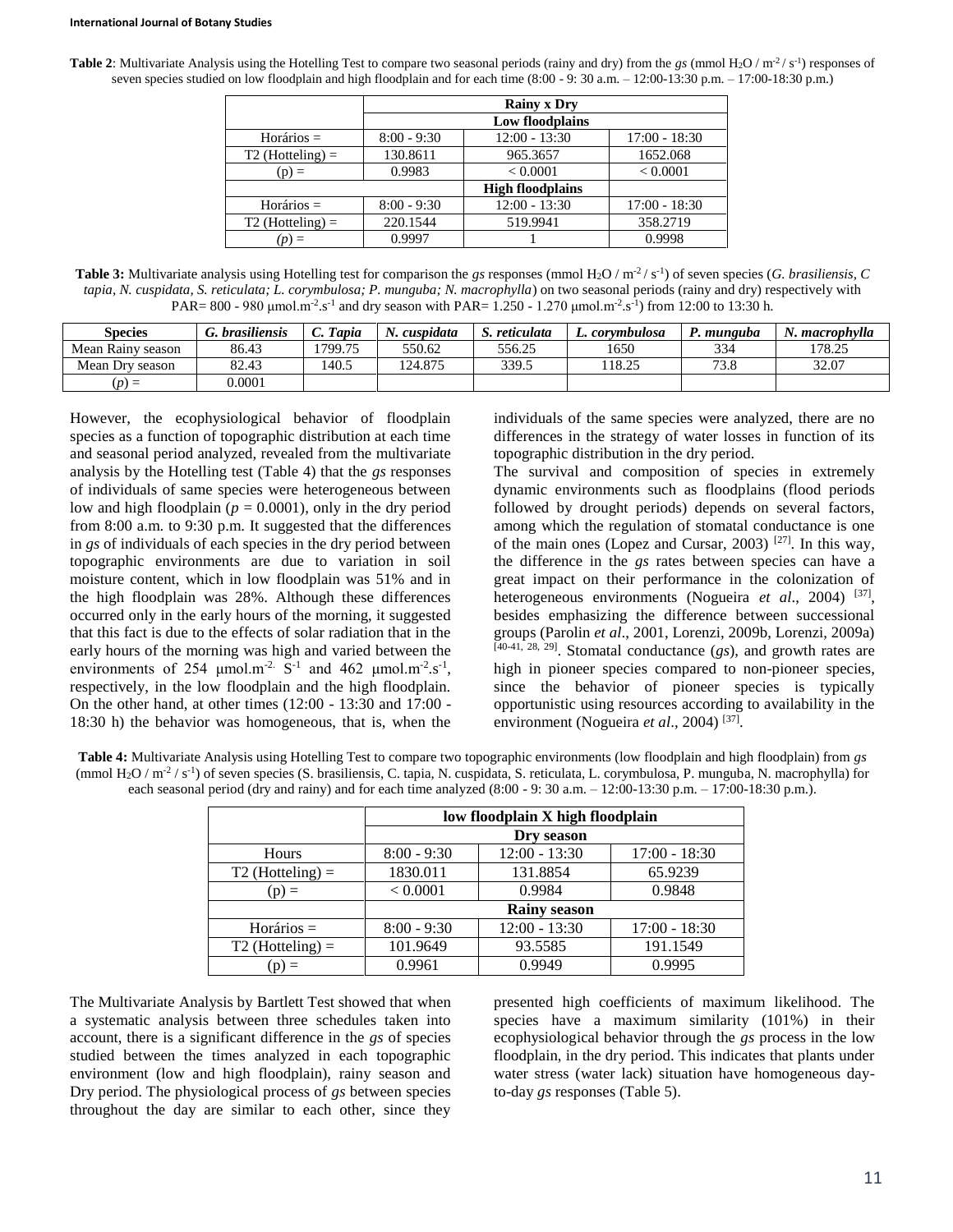**Table 2**: Multivariate Analysis using the Hotelling Test to compare two seasonal periods (rainy and dry) from the *gs* (mmol $H_2O$ / $m^{-2}$ / $s^{-1}$) responses of seven species studied on low floodplain and high floodplain and for each time (8:00 - 9: 30 a.m. – 12:00-13:30 p.m. – 17:00-18:30 p.m.)

| | Rainy x Dry | | |
|---|---|---|---|
| | Low floodplains | | |
| Horários = | 8:00 - 9:30 | 12:00 - 13:30 | 17:00 - 18:30 |
| T2 (Hotteling) = | 130.8611 | 965.3657 | 1652.068 |
| (p) = | 0.9983 | < 0.0001 | < 0.0001 |
| | High floodplains | | |
| Horários = | 8:00 - 9:30 | 12:00 - 13:30 | 17:00 - 18:30 |
| T2 (Hotteling) = | 220.1544 | 519.9941 | 358.2719 |
| (*p*) = | 0.9997 | 1 | 0.9998 |

**Table 3:** Multivariate analysis using Hotelling test for comparison the *gs* responses (mmol $H_2O$ / $m^{-2}$ / $s^{-1}$) of seven species (*G. brasiliensis, C tapia, N. cuspidata, S. reticulata; L. corymbulosa; P. munguba; N. macrophylla*) on two seasonal periods (rainy and dry) respectively with PAR= 800 - 980 μmol.$m^{-2}$.$s^{-1}$ and dry season with PAR= 1.250 - 1.270 μmol.$m^{-2}$.$s^{-1}$) from 12:00 to 13:30 h.

| Species | *G. brasiliensis* | *C. Tapia* | *N. cuspidata* | *S. reticulata* | *L. corymbulosa* | *P. munguba* | *N. macrophylla* |
|---|---|---|---|---|---|---|---|
| Mean Rainy season | 86.43 | 1799.75 | 550.62 | 556.25 | 1650 | 334 | 178.25 |
| Mean Dry season | 82.43 | 140.5 | 124.875 | 339.5 | 118.25 | 73.8 | 32.07 |
| (*p*) = | 0.0001 | | | | | | |

However, the ecophysiological behavior of floodplain species as a function of topographic distribution at each time and seasonal period analyzed, revealed from the multivariate analysis by the Hotelling test (Table 4) that the *gs* responses of individuals of same species were heterogeneous between low and high floodplain ($p = 0.0001$), only in the dry period from 8:00 a.m. to 9:30 p.m. It suggested that the differences in *gs* of individuals of each species in the dry period between topographic environments are due to variation in soil moisture content, which in low floodplain was 51% and in the high floodplain was 28%. Although these differences occurred only in the early hours of the morning, it suggested that this fact is due to the effects of solar radiation that in the early hours of the morning was high and varied between the environments of 254 μmol.$m^{-2}$. $S^{-1}$ and 462 μmol.$m^{-2}$.$s^{-1}$, respectively, in the low floodplain and the high floodplain. On the other hand, at other times (12:00 - 13:30 and 17:00 - 18:30 h) the behavior was homogeneous, that is, when the individuals of the same species were analyzed, there are no differences in the strategy of water losses in function of its topographic distribution in the dry period.

The survival and composition of species in extremely dynamic environments such as floodplains (flood periods followed by drought periods) depends on several factors, among which the regulation of stomatal conductance is one of the main ones (Lopez and Cursar, 2003) [27]. In this way, the difference in the *gs* rates between species can have a great impact on their performance in the colonization of heterogeneous environments (Nogueira *et al*., 2004) [37], besides emphasizing the difference between successional groups (Parolin *et al*., 2001, Lorenzi, 2009b, Lorenzi, 2009a) [40-41, 28, 29]. Stomatal conductance (*gs*), and growth rates are high in pioneer species compared to non-pioneer species, since the behavior of pioneer species is typically opportunistic using resources according to availability in the environment (Nogueira *et al*., 2004) [37].

**Table 4:** Multivariate Analysis using Hotelling Test to compare two topographic environments (low floodplain and high floodplain) from *gs* (mmol $H_2O$ / $m^{-2}$ / $s^{-1}$) of seven species (S. brasiliensis, C. tapia, N. cuspidata, S. reticulata, L. corymbulosa, P. munguba, N. macrophylla) for each seasonal period (dry and rainy) and for each time analyzed (8:00 - 9: 30 a.m. – 12:00-13:30 p.m. – 17:00-18:30 p.m.).

| | low floodplain X high floodplain | | |
|---|---|---|---|
| | Dry season | | |
| Hours | 8:00 - 9:30 | 12:00 - 13:30 | 17:00 - 18:30 |
| T2 (Hotteling) = | 1830.011 | 131.8854 | 65.9239 |
| (p) = | < 0.0001 | 0.9984 | 0.9848 |
| | Rainy season | | |
| Horários = | 8:00 - 9:30 | 12:00 - 13:30 | 17:00 - 18:30 |
| T2 (Hotteling) = | 101.9649 | 93.5585 | 191.1549 |
| (p) = | 0.9961 | 0.9949 | 0.9995 |

The Multivariate Analysis by Bartlett Test showed that when a systematic analysis between three schedules taken into account, there is a significant difference in the *gs* of species studied between the times analyzed in each topographic environment (low and high floodplain), rainy season and Dry period. The physiological process of *gs* between species throughout the day are similar to each other, since they presented high coefficients of maximum likelihood. The species have a maximum similarity (101%) in their ecophysiological behavior through the *gs* process in the low floodplain, in the dry period. This indicates that plants under water stress (water lack) situation have homogeneous day-to-day *gs* responses (Table 5).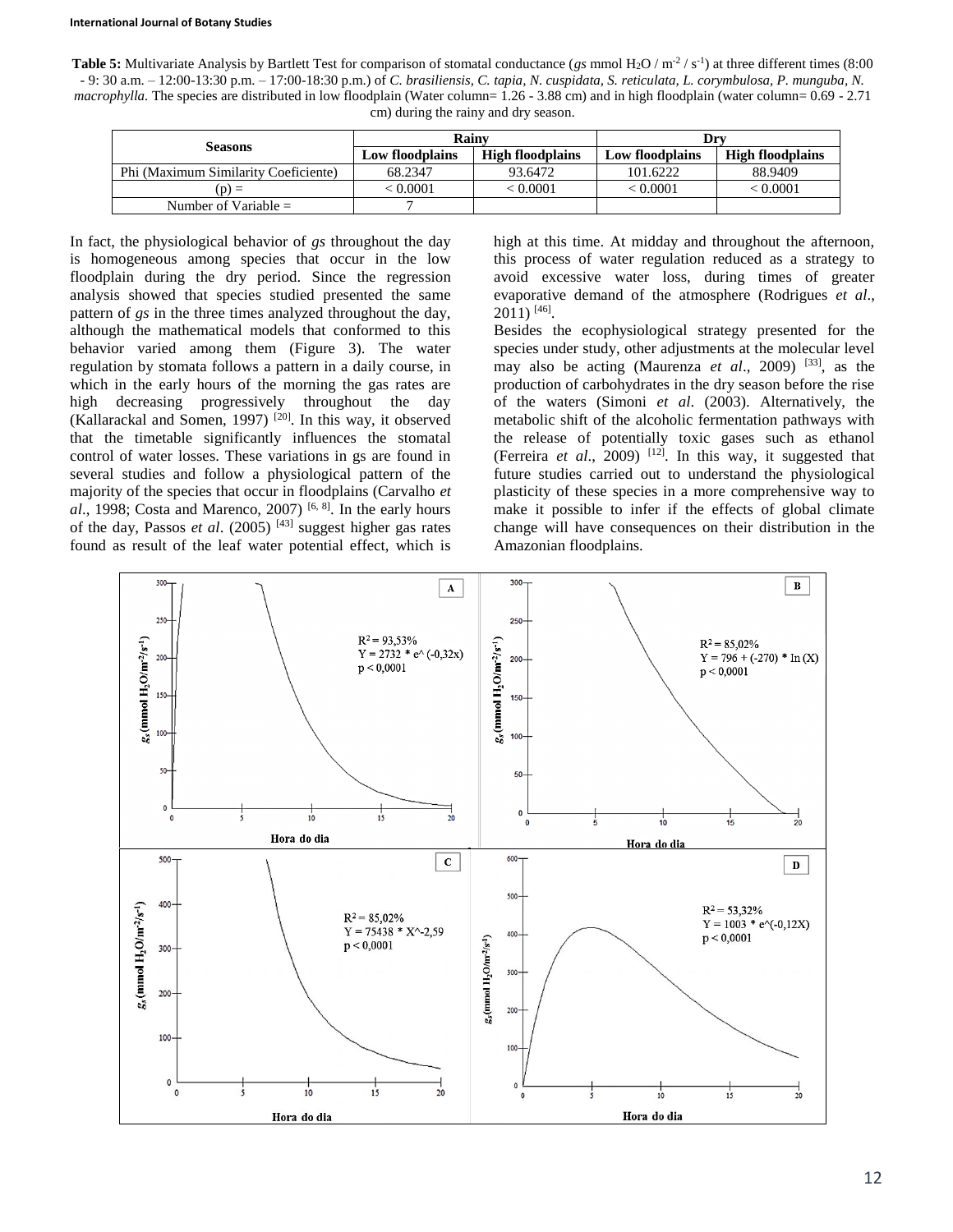**Table 5:** Multivariate Analysis by Bartlett Test for comparison of stomatal conductance (*gs* mmol $H_2O$ / $m^{-2}$ / $s^{-1}$) at three different times (8:00 - 9: 30 a.m. – 12:00-13:30 p.m. – 17:00-18:30 p.m.) of *C. brasiliensis, C. tapia, N. cuspidata, S. reticulata, L. corymbulosa, P. munguba, N. macrophylla*. The species are distributed in low floodplain (Water column= 1.26 - 3.88 cm) and in high floodplain (water column= 0.69 - 2.71 cm) during the rainy and dry season.

| Seasons | Rainy | | Dry | |
|---|---|---|---|---|
| | Low floodplains | High floodplains | Low floodplains | High floodplains |
| Phi (Maximum Similarity Coeficiente) | 68.2347 | 93.6472 | 101.6222 | 88.9409 |
| (p) = | < 0.0001 | < 0.0001 | < 0.0001 | < 0.0001 |
| Number of Variable = | 7 | | | |

In fact, the physiological behavior of *gs* throughout the day is homogeneous among species that occur in the low floodplain during the dry period. Since the regression analysis showed that species studied presented the same pattern of *gs* in the three times analyzed throughout the day, although the mathematical models that conformed to this behavior varied among them (Figure 3). The water regulation by stomata follows a pattern in a daily course, in which in the early hours of the morning the gas rates are high decreasing progressively throughout the day (Kallarackal and Somen, 1997) [20]. In this way, it observed that the timetable significantly influences the stomatal control of water losses. These variations in gs are found in several studies and follow a physiological pattern of the majority of the species that occur in floodplains (Carvalho *et al*., 1998; Costa and Marenco, 2007) [6, 8]. In the early hours of the day, Passos *et al*. (2005) [43] suggest higher gas rates found as result of the leaf water potential effect, which is high at this time. At midday and throughout the afternoon, this process of water regulation reduced as a strategy to avoid excessive water loss, during times of greater evaporative demand of the atmosphere (Rodrigues *et al*., 2011) [46].

Besides the ecophysiological strategy presented for the species under study, other adjustments at the molecular level may also be acting (Maurenza *et al*., 2009) [33], as the production of carbohydrates in the dry season before the rise of the waters (Simoni *et al*. (2003). Alternatively, the metabolic shift of the alcoholic fermentation pathways with the release of potentially toxic gases such as ethanol (Ferreira *et al*., 2009) [12]. In this way, it suggested that future studies carried out to understand the physiological plasticity of these species in a more comprehensive way to make it possible to infer if the effects of global climate change will have consequences on their distribution in the Amazonian floodplains.

A: $R^2 = 93{,}53\%$, $Y = 2732 * e^{(-0{,}32x)}$, $p < 0{,}0001$

B: $R^2 = 85{,}02\%$, $Y = 796 + (-270) * \ln(X)$, $p < 0{,}0001$

C: $R^2 = 85{,}02\%$, $Y = 75438 * X^{-2{,}59}$, $p < 0{,}0001$

D: $R^2 = 53{,}32\%$, $Y = 1003 * e^{(-0{,}12X)}$, $p < 0{,}0001$

Axes: $g_s$ (mmol $H_2O/m^{-2}/s^{-1}$) vs. Hora do dia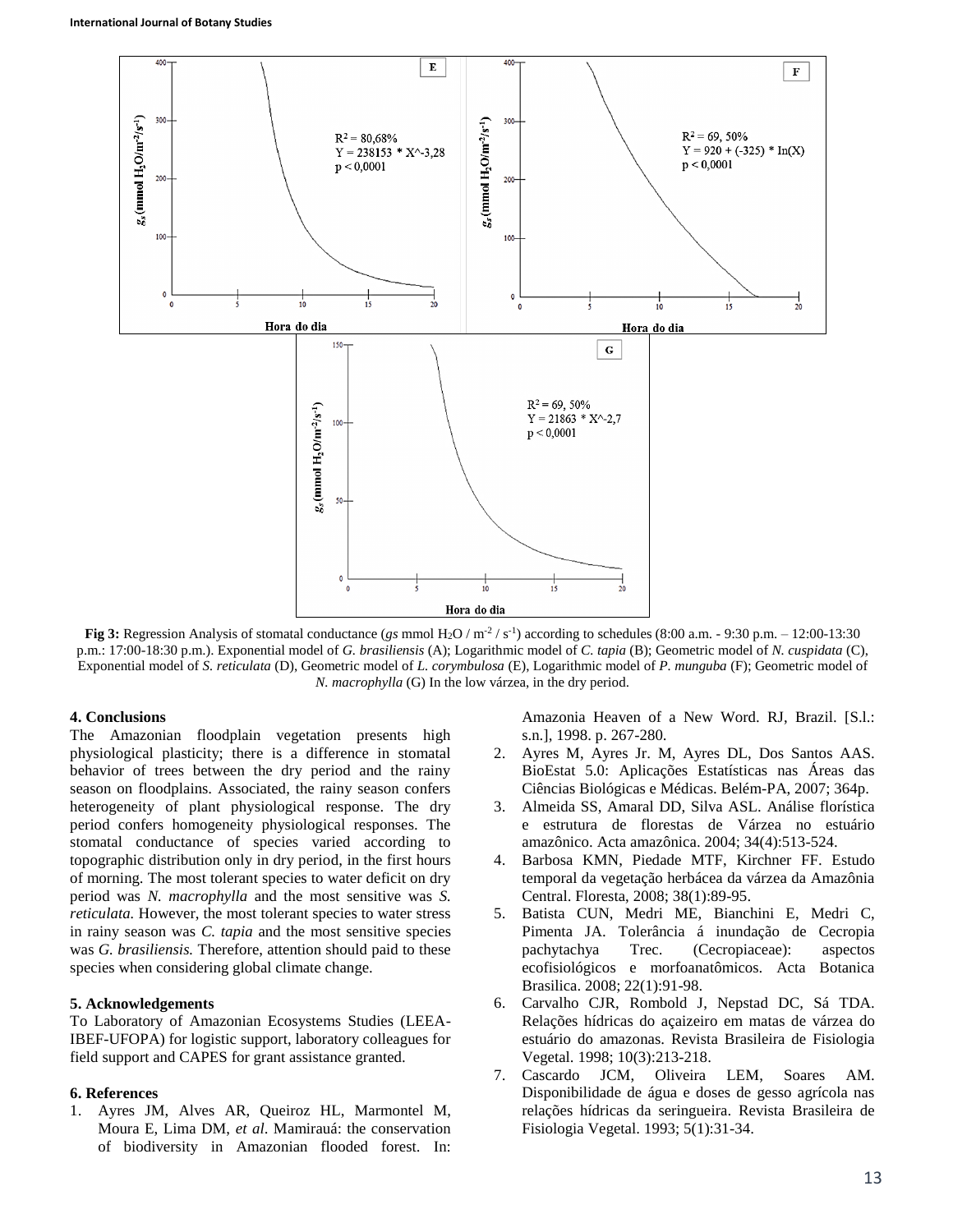Fig 3: Regression Analysis of stomatal conductance (*gs* mmol $H_2O$ / $m^{-2}$ / $s^{-1}$) according to schedules (8:00 a.m. - 9:30 p.m. – 12:00-13:30 p.m.: 17:00-18:30 p.m.). Exponential model of *G. brasiliensis* (A); Logarithmic model of *C. tapia* (B); Geometric model of *N. cuspidata* (C), Exponential model of *S. reticulata* (D), Geometric model of *L. corymbulosa* (E), Logarithmic model of *P. munguba* (F); Geometric model of *N. macrophylla* (G) In the low várzea, in the dry period.

## 4. Conclusions

The Amazonian floodplain vegetation presents high physiological plasticity; there is a difference in stomatal behavior of trees between the dry period and the rainy season on floodplains. Associated, the rainy season confers heterogeneity of plant physiological response. The dry period confers homogeneity physiological responses. The stomatal conductance of species varied according to topographic distribution only in dry period, in the first hours of morning. The most tolerant species to water deficit on dry period was *N. macrophylla* and the most sensitive was *S. reticulata.* However, the most tolerant species to water stress in rainy season was *C. tapia* and the most sensitive species was *G. brasiliensis.* Therefore, attention should paid to these species when considering global climate change.

## 5. Acknowledgements

To Laboratory of Amazonian Ecosystems Studies (LEEA-IBEF-UFOPA) for logistic support, laboratory colleagues for field support and CAPES for grant assistance granted.

## 6. References

1. Ayres JM, Alves AR, Queiroz HL, Marmontel M, Moura E, Lima DM, *et al*. Mamirauá: the conservation of biodiversity in Amazonian flooded forest. In: Amazonia Heaven of a New Word. RJ, Brazil. [S.l.: s.n.], 1998. p. 267-280.
2. Ayres M, Ayres Jr. M, Ayres DL, Dos Santos AAS. BioEstat 5.0: Aplicações Estatísticas nas Áreas das Ciências Biológicas e Médicas. Belém-PA, 2007; 364p.
3. Almeida SS, Amaral DD, Silva ASL. Análise florística e estrutura de florestas de Várzea no estuário amazônico. Acta amazônica. 2004; 34(4):513-524.
4. Barbosa KMN, Piedade MTF, Kirchner FF. Estudo temporal da vegetação herbácea da várzea da Amazônia Central. Floresta, 2008; 38(1):89-95.
5. Batista CUN, Medri ME, Bianchini E, Medri C, Pimenta JA. Tolerância á inundação de Cecropia pachytachya Trec. (Cecropiaceae): aspectos ecofisiológicos e morfoanatômicos. Acta Botanica Brasilica. 2008; 22(1):91-98.
6. Carvalho CJR, Rombold J, Nepstad DC, Sá TDA. Relações hídricas do açaizeiro em matas de várzea do estuário do amazonas. Revista Brasileira de Fisiologia Vegetal. 1998; 10(3):213-218.
7. Cascardo JCM, Oliveira LEM, Soares AM. Disponibilidade de água e doses de gesso agrícola nas relações hídricas da seringueira. Revista Brasileira de Fisiologia Vegetal. 1993; 5(1):31-34.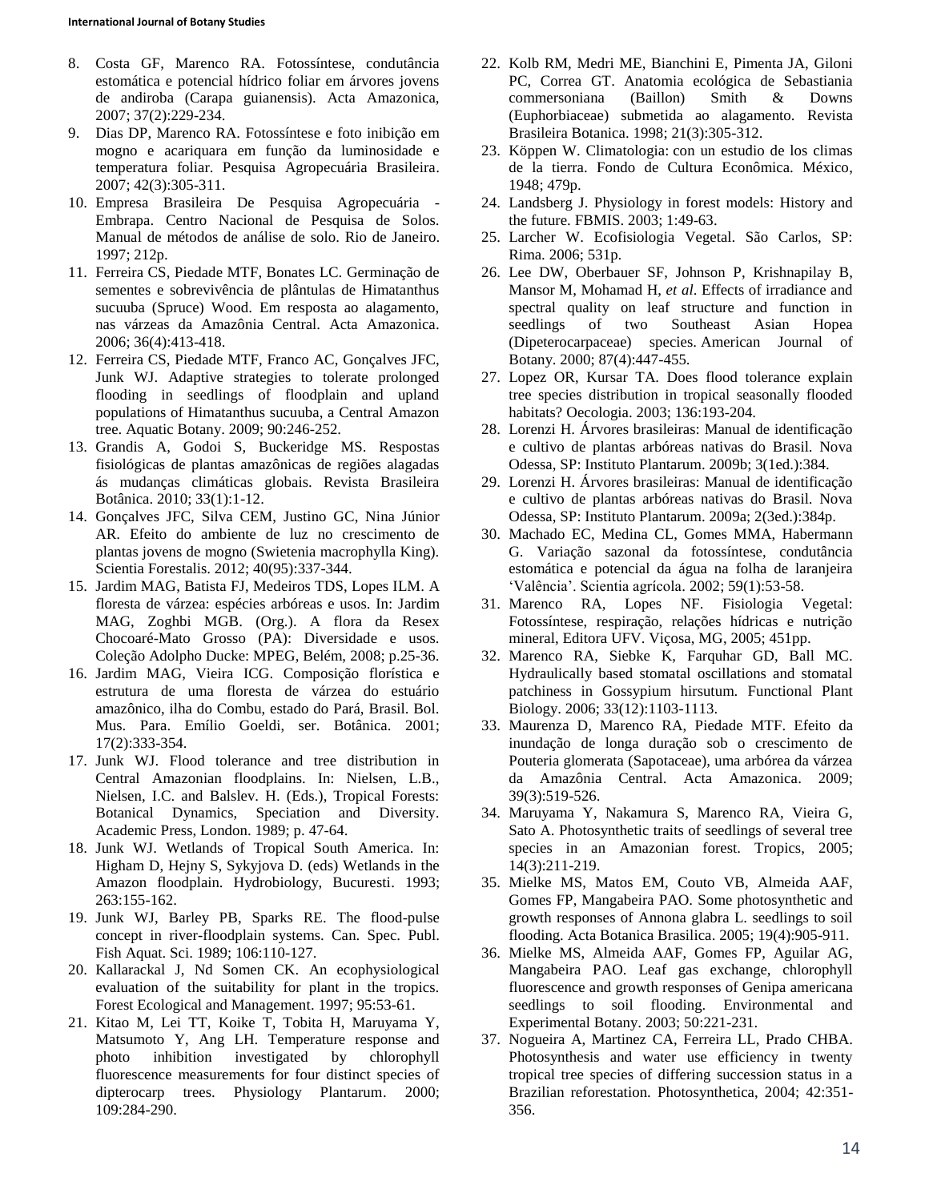8. Costa GF, Marenco RA. Fotossíntese, condutância estomática e potencial hídrico foliar em árvores jovens de andiroba (Carapa guianensis). Acta Amazonica, 2007; 37(2):229-234.
9. Dias DP, Marenco RA. Fotossíntese e foto inibição em mogno e acariquara em função da luminosidade e temperatura foliar. Pesquisa Agropecuária Brasileira. 2007; 42(3):305-311.
10. Empresa Brasileira De Pesquisa Agropecuária - Embrapa. Centro Nacional de Pesquisa de Solos. Manual de métodos de análise de solo. Rio de Janeiro. 1997; 212p.
11. Ferreira CS, Piedade MTF, Bonates LC. Germinação de sementes e sobrevivência de plântulas de Himatanthus sucuuba (Spruce) Wood. Em resposta ao alagamento, nas várzeas da Amazônia Central. Acta Amazonica. 2006; 36(4):413-418.
12. Ferreira CS, Piedade MTF, Franco AC, Gonçalves JFC, Junk WJ. Adaptive strategies to tolerate prolonged flooding in seedlings of floodplain and upland populations of Himatanthus sucuuba, a Central Amazon tree. Aquatic Botany. 2009; 90:246-252.
13. Grandis A, Godoi S, Buckeridge MS. Respostas fisiológicas de plantas amazônicas de regiões alagadas ás mudanças climáticas globais. Revista Brasileira Botânica. 2010; 33(1):1-12.
14. Gonçalves JFC, Silva CEM, Justino GC, Nina Júnior AR. Efeito do ambiente de luz no crescimento de plantas jovens de mogno (Swietenia macrophylla King). Scientia Forestalis. 2012; 40(95):337-344.
15. Jardim MAG, Batista FJ, Medeiros TDS, Lopes ILM. A floresta de várzea: espécies arbóreas e usos. In: Jardim MAG, Zoghbi MGB. (Org.). A flora da Resex Chocoaré-Mato Grosso (PA): Diversidade e usos. Coleção Adolpho Ducke: MPEG, Belém, 2008; p.25-36.
16. Jardim MAG, Vieira ICG. Composição florística e estrutura de uma floresta de várzea do estuário amazônico, ilha do Combu, estado do Pará, Brasil. Bol. Mus. Para. Emílio Goeldi, ser. Botânica. 2001; 17(2):333-354.
17. Junk WJ. Flood tolerance and tree distribution in Central Amazonian floodplains. In: Nielsen, L.B., Nielsen, I.C. and Balslev. H. (Eds.), Tropical Forests: Botanical Dynamics, Speciation and Diversity. Academic Press, London. 1989; p. 47-64.
18. Junk WJ. Wetlands of Tropical South America. In: Higham D, Hejny S, Sykyjova D. (eds) Wetlands in the Amazon floodplain. Hydrobiology, Bucuresti. 1993; 263:155-162.
19. Junk WJ, Barley PB, Sparks RE. The flood-pulse concept in river-floodplain systems. Can. Spec. Publ. Fish Aquat. Sci. 1989; 106:110-127.
20. Kallarackal J, Nd Somen CK. An ecophysiological evaluation of the suitability for plant in the tropics. Forest Ecological and Management. 1997; 95:53-61.
21. Kitao M, Lei TT, Koike T, Tobita H, Maruyama Y, Matsumoto Y, Ang LH. Temperature response and photo inhibition investigated by chlorophyll fluorescence measurements for four distinct species of dipterocarp trees. Physiology Plantarum. 2000; 109:284-290.
22. Kolb RM, Medri ME, Bianchini E, Pimenta JA, Giloni PC, Correa GT. Anatomia ecológica de Sebastiania commersoniana (Baillon) Smith & Downs (Euphorbiaceae) submetida ao alagamento. Revista Brasileira Botanica. 1998; 21(3):305-312.
23. Köppen W. Climatologia: con un estudio de los climas de la tierra. Fondo de Cultura Econômica. México, 1948; 479p.
24. Landsberg J. Physiology in forest models: History and the future. FBMIS. 2003; 1:49-63.
25. Larcher W. Ecofisiologia Vegetal. São Carlos, SP: Rima. 2006; 531p.
26. Lee DW, Oberbauer SF, Johnson P, Krishnapilay B, Mansor M, Mohamad H, *et al*. Effects of irradiance and spectral quality on leaf structure and function in seedlings of two Southeast Asian Hopea (Dipeterocarpaceae) species. American Journal of Botany. 2000; 87(4):447-455.
27. Lopez OR, Kursar TA. Does flood tolerance explain tree species distribution in tropical seasonally flooded habitats? Oecologia. 2003; 136:193-204.
28. Lorenzi H. Árvores brasileiras: Manual de identificação e cultivo de plantas arbóreas nativas do Brasil. Nova Odessa, SP: Instituto Plantarum. 2009b; 3(1ed.):384.
29. Lorenzi H. Árvores brasileiras: Manual de identificação e cultivo de plantas arbóreas nativas do Brasil. Nova Odessa, SP: Instituto Plantarum. 2009a; 2(3ed.):384p.
30. Machado EC, Medina CL, Gomes MMA, Habermann G. Variação sazonal da fotossíntese, condutância estomática e potencial da água na folha de laranjeira 'Valência'. Scientia agrícola. 2002; 59(1):53-58.
31. Marenco RA, Lopes NF. Fisiologia Vegetal: Fotossíntese, respiração, relações hídricas e nutrição mineral, Editora UFV. Viçosa, MG, 2005; 451pp.
32. Marenco RA, Siebke K, Farquhar GD, Ball MC. Hydraulically based stomatal oscillations and stomatal patchiness in Gossypium hirsutum. Functional Plant Biology. 2006; 33(12):1103-1113.
33. Maurenza D, Marenco RA, Piedade MTF. Efeito da inundação de longa duração sob o crescimento de Pouteria glomerata (Sapotaceae), uma arbórea da várzea da Amazônia Central. Acta Amazonica. 2009; 39(3):519-526.
34. Maruyama Y, Nakamura S, Marenco RA, Vieira G, Sato A. Photosynthetic traits of seedlings of several tree species in an Amazonian forest. Tropics, 2005; 14(3):211-219.
35. Mielke MS, Matos EM, Couto VB, Almeida AAF, Gomes FP, Mangabeira PAO. Some photosynthetic and growth responses of Annona glabra L. seedlings to soil flooding. Acta Botanica Brasilica. 2005; 19(4):905-911.
36. Mielke MS, Almeida AAF, Gomes FP, Aguilar AG, Mangabeira PAO. Leaf gas exchange, chlorophyll fluorescence and growth responses of Genipa americana seedlings to soil flooding. Environmental and Experimental Botany. 2003; 50:221-231.
37. Nogueira A, Martinez CA, Ferreira LL, Prado CHBA. Photosynthesis and water use efficiency in twenty tropical tree species of differing succession status in a Brazilian reforestation. Photosynthetica, 2004; 42:351-356.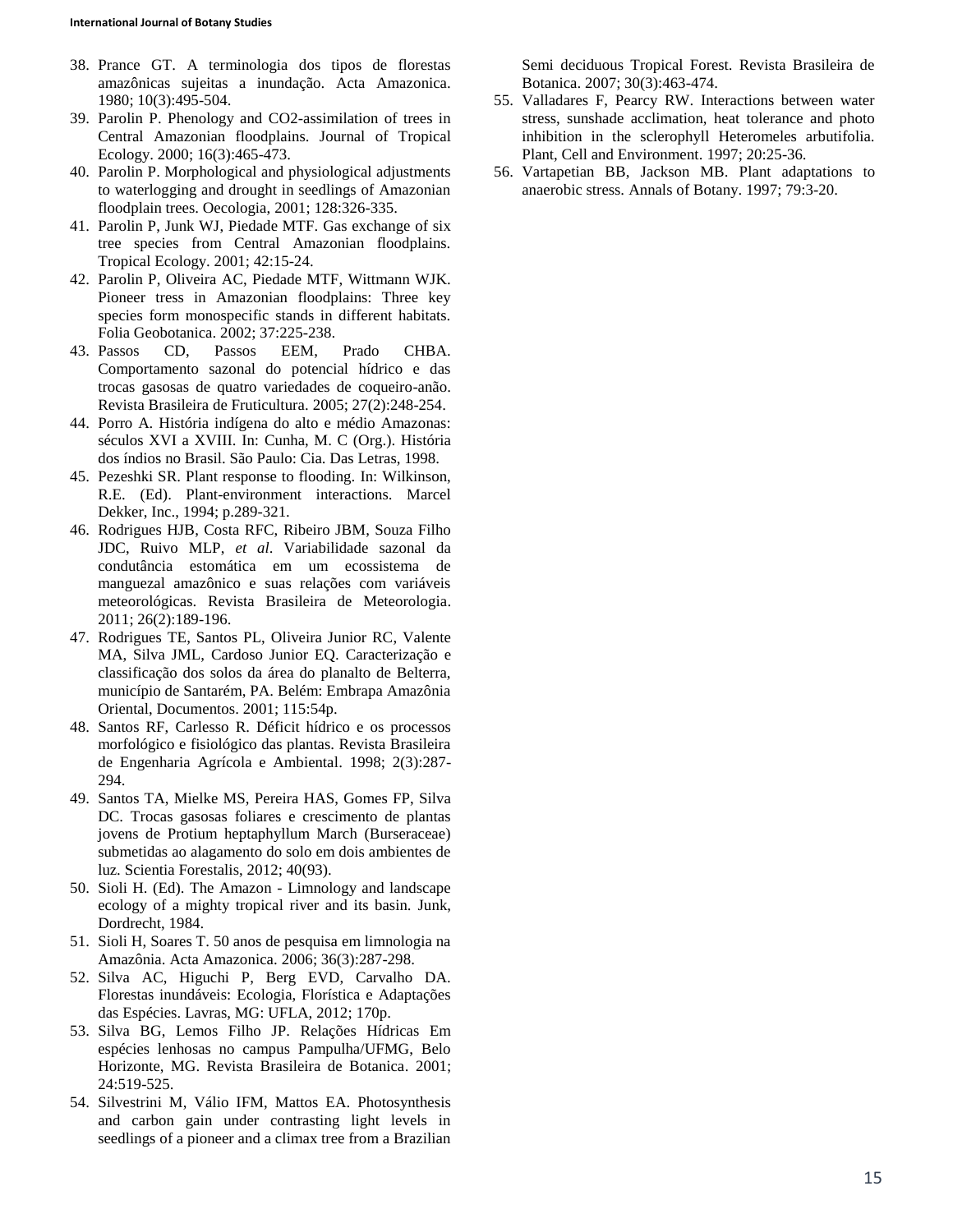38. Prance GT. A terminologia dos tipos de florestas amazônicas sujeitas a inundação. Acta Amazonica. 1980; 10(3):495-504.
39. Parolin P. Phenology and CO2-assimilation of trees in Central Amazonian floodplains. Journal of Tropical Ecology. 2000; 16(3):465-473.
40. Parolin P. Morphological and physiological adjustments to waterlogging and drought in seedlings of Amazonian floodplain trees. Oecologia, 2001; 128:326-335.
41. Parolin P, Junk WJ, Piedade MTF. Gas exchange of six tree species from Central Amazonian floodplains. Tropical Ecology. 2001; 42:15-24.
42. Parolin P, Oliveira AC, Piedade MTF, Wittmann WJK. Pioneer tress in Amazonian floodplains: Three key species form monospecific stands in different habitats. Folia Geobotanica. 2002; 37:225-238.
43. Passos CD, Passos EEM, Prado CHBA. Comportamento sazonal do potencial hídrico e das trocas gasosas de quatro variedades de coqueiro-anão. Revista Brasileira de Fruticultura. 2005; 27(2):248-254.
44. Porro A. História indígena do alto e médio Amazonas: séculos XVI a XVIII. In: Cunha, M. C (Org.). História dos índios no Brasil. São Paulo: Cia. Das Letras, 1998.
45. Pezeshki SR. Plant response to flooding. In: Wilkinson, R.E. (Ed). Plant-environment interactions. Marcel Dekker, Inc., 1994; p.289-321.
46. Rodrigues HJB, Costa RFC, Ribeiro JBM, Souza Filho JDC, Ruivo MLP, *et al*. Variabilidade sazonal da condutância estomática em um ecossistema de manguezal amazônico e suas relações com variáveis meteorológicas. Revista Brasileira de Meteorologia. 2011; 26(2):189-196.
47. Rodrigues TE, Santos PL, Oliveira Junior RC, Valente MA, Silva JML, Cardoso Junior EQ. Caracterização e classificação dos solos da área do planalto de Belterra, município de Santarém, PA. Belém: Embrapa Amazônia Oriental, Documentos. 2001; 115:54p.
48. Santos RF, Carlesso R. Déficit hídrico e os processos morfológico e fisiológico das plantas. Revista Brasileira de Engenharia Agrícola e Ambiental. 1998; 2(3):287-294.
49. Santos TA, Mielke MS, Pereira HAS, Gomes FP, Silva DC. Trocas gasosas foliares e crescimento de plantas jovens de Protium heptaphyllum March (Burseraceae) submetidas ao alagamento do solo em dois ambientes de luz. Scientia Forestalis, 2012; 40(93).
50. Sioli H. (Ed). The Amazon - Limnology and landscape ecology of a mighty tropical river and its basin. Junk, Dordrecht, 1984.
51. Sioli H, Soares T. 50 anos de pesquisa em limnologia na Amazônia. Acta Amazonica. 2006; 36(3):287-298.
52. Silva AC, Higuchi P, Berg EVD, Carvalho DA. Florestas inundáveis: Ecologia, Florística e Adaptações das Espécies. Lavras, MG: UFLA, 2012; 170p.
53. Silva BG, Lemos Filho JP. Relações Hídricas Em espécies lenhosas no campus Pampulha/UFMG, Belo Horizonte, MG. Revista Brasileira de Botanica. 2001; 24:519-525.
54. Silvestrini M, Válio IFM, Mattos EA. Photosynthesis and carbon gain under contrasting light levels in seedlings of a pioneer and a climax tree from a Brazilian Semi deciduous Tropical Forest. Revista Brasileira de Botanica. 2007; 30(3):463-474.
55. Valladares F, Pearcy RW. Interactions between water stress, sunshade acclimation, heat tolerance and photo inhibition in the sclerophyll Heteromeles arbutifolia. Plant, Cell and Environment. 1997; 20:25-36.
56. Vartapetian BB, Jackson MB. Plant adaptations to anaerobic stress. Annals of Botany. 1997; 79:3-20.